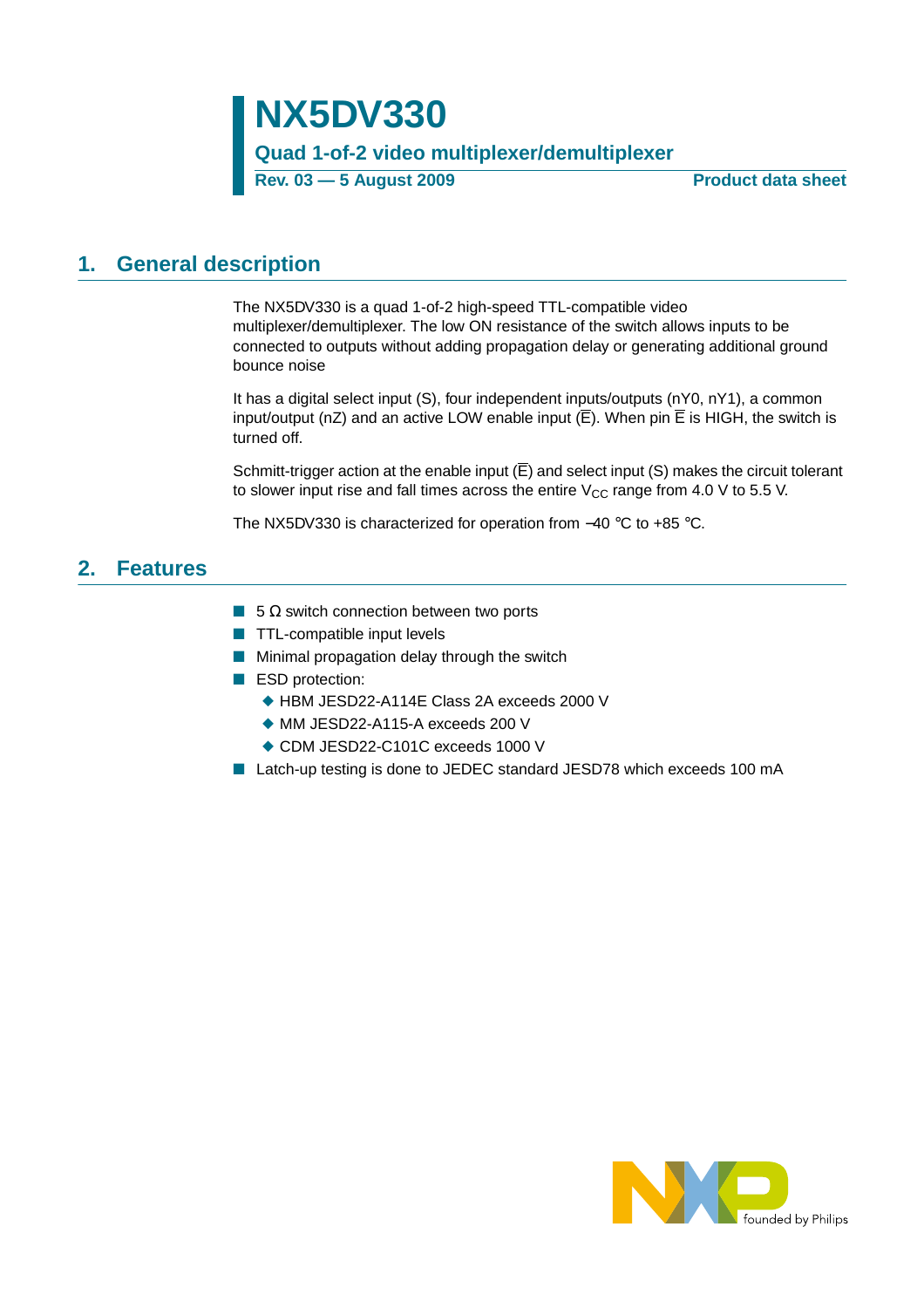# NX5DV330

## Quad 1-of-2 video multiplexer/demultiplexer

**Rev. 03 — 5 August 2009** **Product data sheet**

## 1. General description

The NX5DV330 is a quad 1-of-2 high-speed TTL-compatible video multiplexer/demultiplexer. The low ON resistance of the switch allows inputs to be connected to outputs without adding propagation delay or generating additional ground bounce noise

It has a digital select input (S), four independent inputs/outputs (nY0, nY1), a common input/output (nZ) and an active LOW enable input ($\overline{E}$). When pin $\overline{E}$ is HIGH, the switch is turned off.

Schmitt-trigger action at the enable input ($\overline{E}$) and select input (S) makes the circuit tolerant to slower input rise and fall times across the entire $V_{CC}$ range from 4.0 V to 5.5 V.

The NX5DV330 is characterized for operation from −40 °C to +85 °C.

## 2. Features

- 5 Ω switch connection between two ports
- TTL-compatible input levels
- Minimal propagation delay through the switch
- ESD protection:
  - HBM JESD22-A114E Class 2A exceeds 2000 V
  - MM JESD22-A115-A exceeds 200 V
  - CDM JESD22-C101C exceeds 1000 V
- Latch-up testing is done to JEDEC standard JESD78 which exceeds 100 mA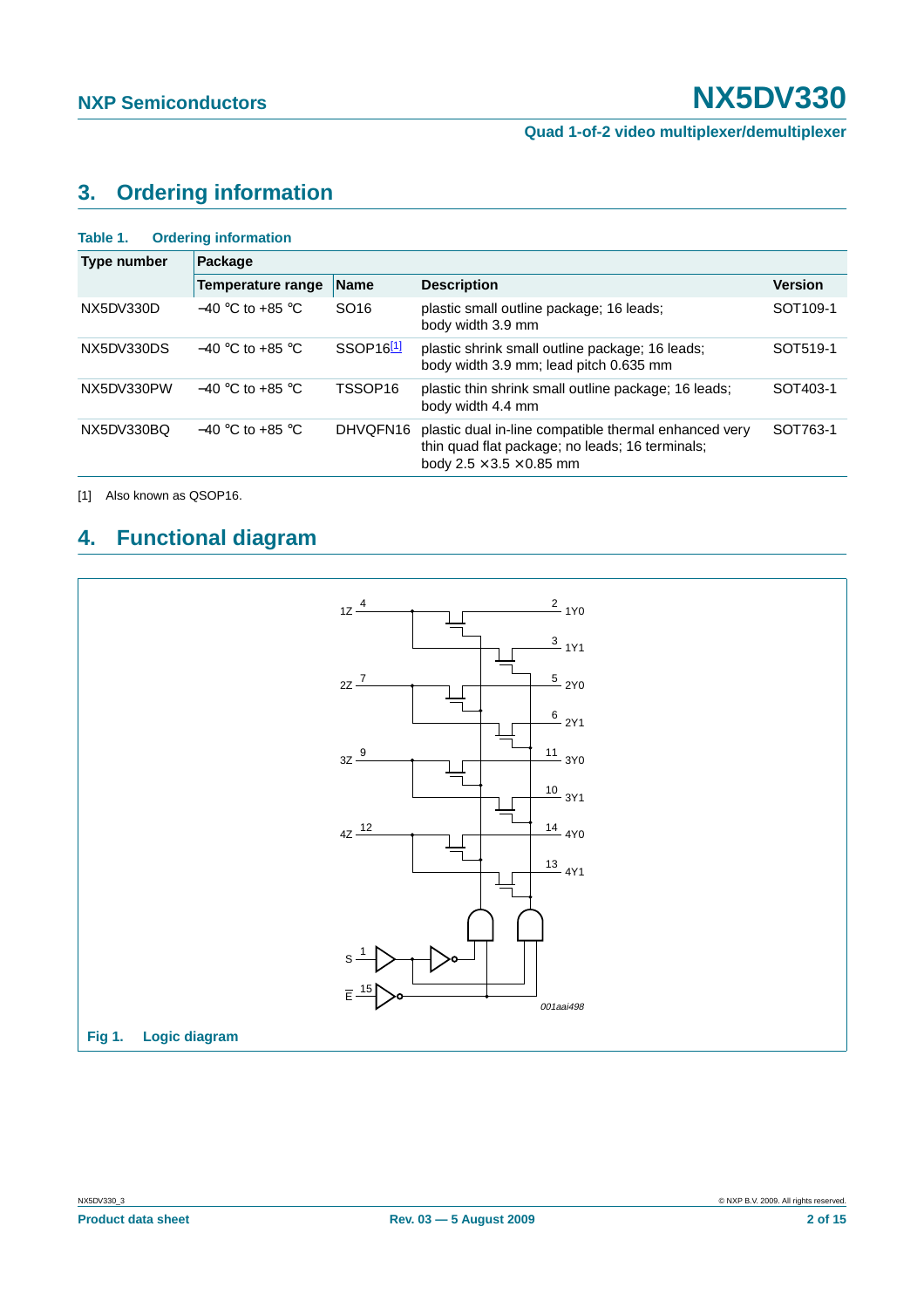## 3. Ordering information

**Table 1. Ordering information**

| Type number | Package | | | |
|---|---|---|---|---|
| | Temperature range | Name | Description | Version |
| NX5DV330D | −40 °C to +85 °C | SO16 | plastic small outline package; 16 leads; body width 3.9 mm | SOT109-1 |
| NX5DV330DS | −40 °C to +85 °C | SSOP16[1] | plastic shrink small outline package; 16 leads; body width 3.9 mm; lead pitch 0.635 mm | SOT519-1 |
| NX5DV330PW | −40 °C to +85 °C | TSSOP16 | plastic thin shrink small outline package; 16 leads; body width 4.4 mm | SOT403-1 |
| NX5DV330BQ | −40 °C to +85 °C | DHVQFN16 | plastic dual in-line compatible thermal enhanced very thin quad flat package; no leads; 16 terminals; body 2.5 × 3.5 × 0.85 mm | SOT763-1 |

[1] Also known as QSOP16.

## 4. Functional diagram

**Fig 1. Logic diagram**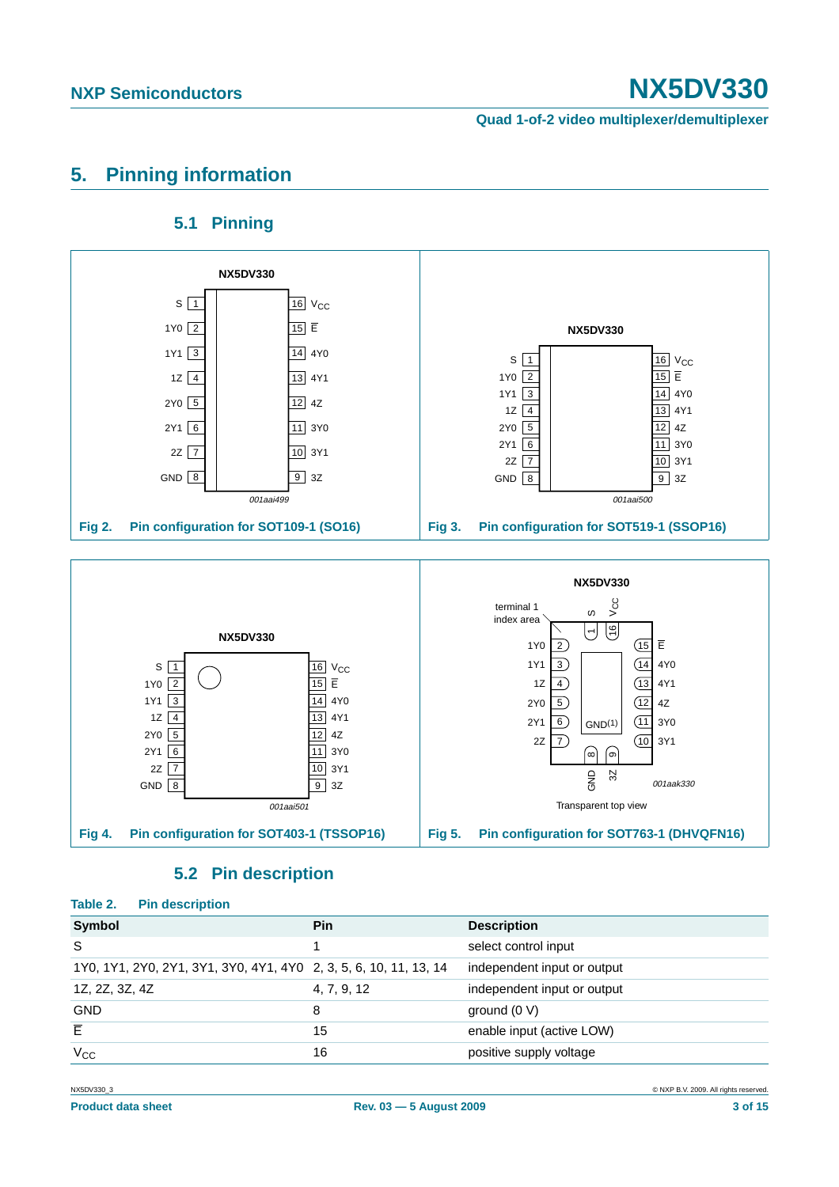## 5. Pinning information

### 5.1 Pinning

Fig 2. Pin configuration for SOT109-1 (SO16)

Fig 3. Pin configuration for SOT519-1 (SSOP16)

Fig 4. Pin configuration for SOT403-1 (TSSOP16)

Fig 5. Pin configuration for SOT763-1 (DHVQFN16)

### 5.2 Pin description

Table 2. Pin description

| Symbol | Pin | Description |
|---|---|---|
| S | 1 | select control input |
| 1Y0, 1Y1, 2Y0, 2Y1, 3Y1, 3Y0, 4Y1, 4Y0 | 2, 3, 5, 6, 10, 11, 13, 14 | independent input or output |
| 1Z, 2Z, 3Z, 4Z | 4, 7, 9, 12 | independent input or output |
| GND | 8 | ground (0 V) |
| $\overline{E}$ | 15 | enable input (active LOW) |
| $V_{CC}$ | 16 | positive supply voltage |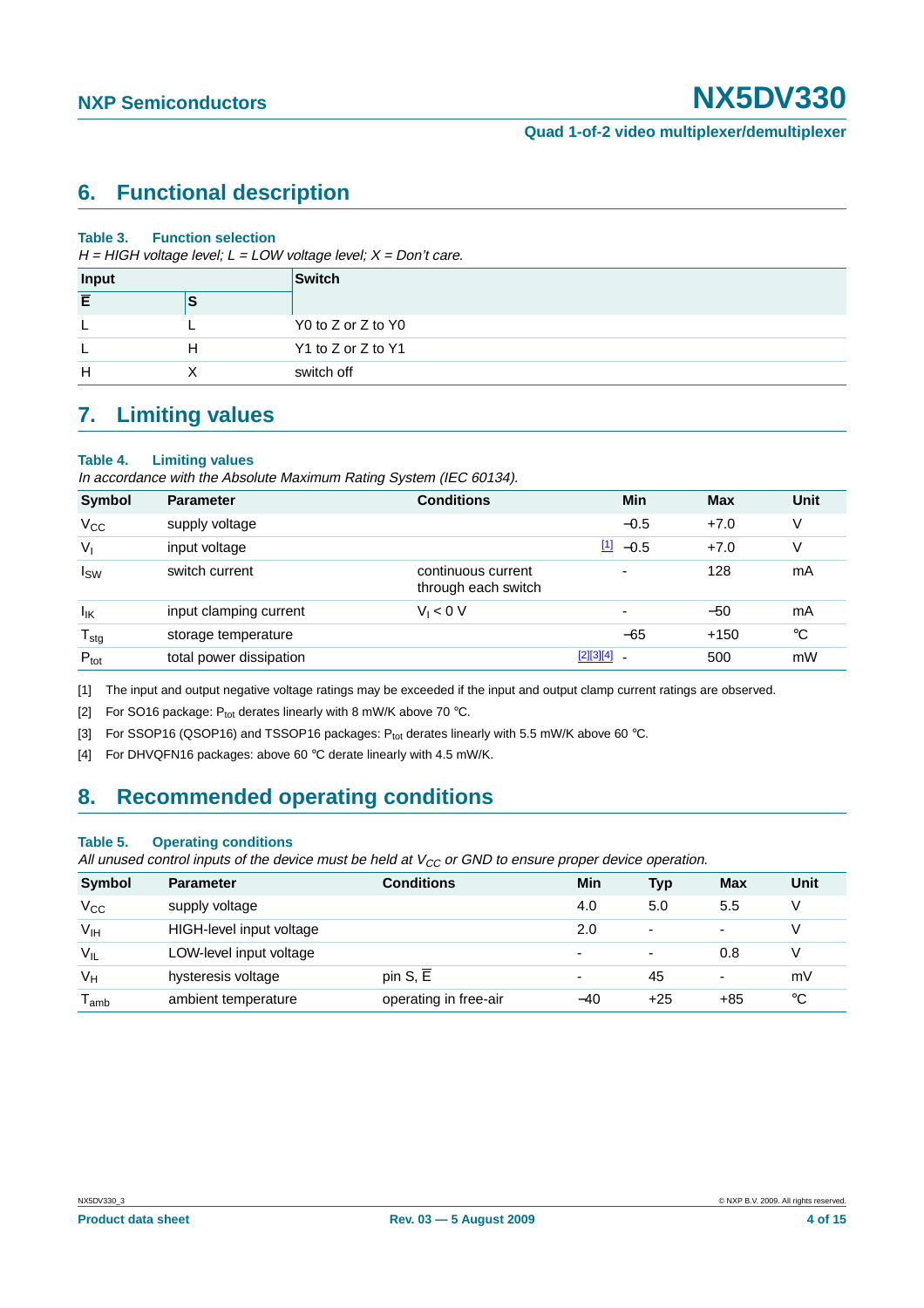## 6. Functional description

**Table 3. Function selection**

*H = HIGH voltage level; L = LOW voltage level; X = Don't care.*

| Input | | Switch |
|---|---|---|
| $\overline{E}$ | S | |
| L | L | Y0 to Z or Z to Y0 |
| L | H | Y1 to Z or Z to Y1 |
| H | X | switch off |

## 7. Limiting values

**Table 4. Limiting values**

*In accordance with the Absolute Maximum Rating System (IEC 60134).*

| Symbol | Parameter | Conditions | | Min | Max | Unit |
|---|---|---|---|---|---|---|
| $V_{CC}$ | supply voltage | | | −0.5 | +7.0 | V |
| $V_I$ | input voltage | | [1] | −0.5 | +7.0 | V |
| $I_{SW}$ | switch current | continuous current through each switch | | - | 128 | mA |
| $I_{IK}$ | input clamping current | $V_I < 0$ V | | - | −50 | mA |
| $T_{stg}$ | storage temperature | | | −65 | +150 | °C |
| $P_{tot}$ | total power dissipation | | [2][3][4] | - | 500 | mW |

[1] The input and output negative voltage ratings may be exceeded if the input and output clamp current ratings are observed.

[2] For SO16 package: $P_{tot}$ derates linearly with 8 mW/K above 70 °C.

[3] For SSOP16 (QSOP16) and TSSOP16 packages: $P_{tot}$ derates linearly with 5.5 mW/K above 60 °C.

[4] For DHVQFN16 packages: above 60 °C derate linearly with 4.5 mW/K.

## 8. Recommended operating conditions

**Table 5. Operating conditions**

*All unused control inputs of the device must be held at $V_{CC}$ or GND to ensure proper device operation.*

| Symbol | Parameter | Conditions | Min | Typ | Max | Unit |
|---|---|---|---|---|---|---|
| $V_{CC}$ | supply voltage | | 4.0 | 5.0 | 5.5 | V |
| $V_{IH}$ | HIGH-level input voltage | | 2.0 | - | - | V |
| $V_{IL}$ | LOW-level input voltage | | - | - | 0.8 | V |
| $V_H$ | hysteresis voltage | pin S, $\overline{E}$ | - | 45 | - | mV |
| $T_{amb}$ | ambient temperature | operating in free-air | −40 | +25 | +85 | °C |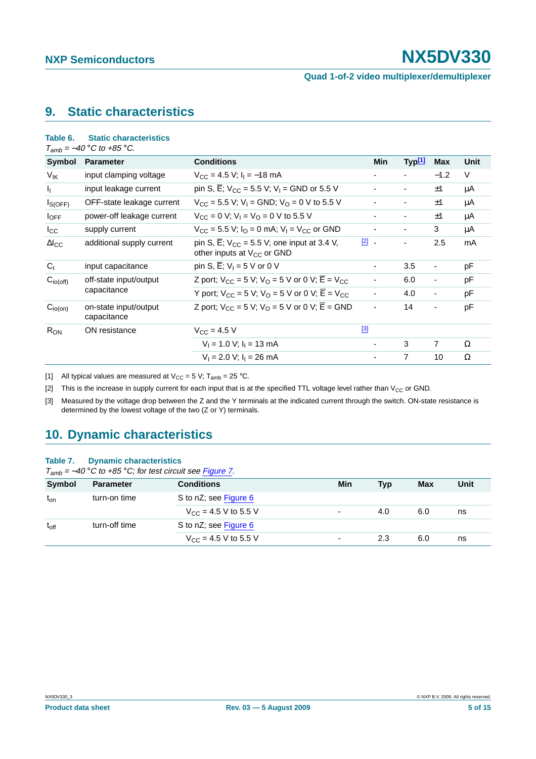## 9. Static characteristics

**Table 6. Static characteristics**

*$T_{amb}$ = −40 °C to +85 °C.*

| Symbol | Parameter | Conditions | | Min | Typ[1] | Max | Unit |
|---|---|---|---|---|---|---|---|
| $V_{IK}$ | input clamping voltage | $V_{CC}$ = 4.5 V; $I_I$ = −18 mA | | - | - | −1.2 | V |
| $I_I$ | input leakage current | pin S, $\overline{E}$; $V_{CC}$ = 5.5 V; $V_I$ = GND or 5.5 V | | - | - | ±1 | μA |
| $I_{S(OFF)}$ | OFF-state leakage current | $V_{CC}$ = 5.5 V; $V_I$ = GND; $V_O$ = 0 V to 5.5 V | | - | - | ±1 | μA |
| $I_{OFF}$ | power-off leakage current | $V_{CC}$ = 0 V; $V_I$ = $V_O$ = 0 V to 5.5 V | | - | - | ±1 | μA |
| $I_{CC}$ | supply current | $V_{CC}$ = 5.5 V; $I_O$ = 0 mA; $V_I$ = $V_{CC}$ or GND | | - | - | 3 | μA |
| $\Delta I_{CC}$ | additional supply current | pin S, $\overline{E}$; $V_{CC}$ = 5.5 V; one input at 3.4 V, other inputs at $V_{CC}$ or GND | [2] | - | - | 2.5 | mA |
| $C_I$ | input capacitance | pin S, $\overline{E}$; $V_I$ = 5 V or 0 V | | - | 3.5 | - | pF |
| $C_{io(off)}$ | off-state input/output capacitance | Z port; $V_{CC}$ = 5 V; $V_O$ = 5 V or 0 V; $\overline{E}$ = $V_{CC}$ | | - | 6.0 | - | pF |
| | | Y port; $V_{CC}$ = 5 V; $V_O$ = 5 V or 0 V; $\overline{E}$ = $V_{CC}$ | | - | 4.0 | - | pF |
| $C_{io(on)}$ | on-state input/output capacitance | Z port; $V_{CC}$ = 5 V; $V_O$ = 5 V or 0 V; $\overline{E}$ = GND | | - | 14 | - | pF |
| $R_{ON}$ | ON resistance | $V_{CC}$ = 4.5 V | [3] | | | | |
| | | $V_I$ = 1.0 V; $I_I$ = 13 mA | | - | 3 | 7 | Ω |
| | | $V_I$ = 2.0 V; $I_I$ = 26 mA | | - | 7 | 10 | Ω |

[1] All typical values are measured at $V_{CC}$ = 5 V; $T_{amb}$ = 25 °C.

[2] This is the increase in supply current for each input that is at the specified TTL voltage level rather than $V_{CC}$ or GND.

[3] Measured by the voltage drop between the Z and the Y terminals at the indicated current through the switch. ON-state resistance is determined by the lowest voltage of the two (Z or Y) terminals.

## 10. Dynamic characteristics

**Table 7. Dynamic characteristics**

*$T_{amb}$ = −40 °C to +85 °C; for test circuit see Figure 7.*

| Symbol | Parameter | Conditions | Min | Typ | Max | Unit |
|---|---|---|---|---|---|---|
| $t_{on}$ | turn-on time | S to nZ; see Figure 6 | | | | |
| | | $V_{CC}$ = 4.5 V to 5.5 V | - | 4.0 | 6.0 | ns |
| $t_{off}$ | turn-off time | S to nZ; see Figure 6 | | | | |
| | | $V_{CC}$ = 4.5 V to 5.5 V | - | 2.3 | 6.0 | ns |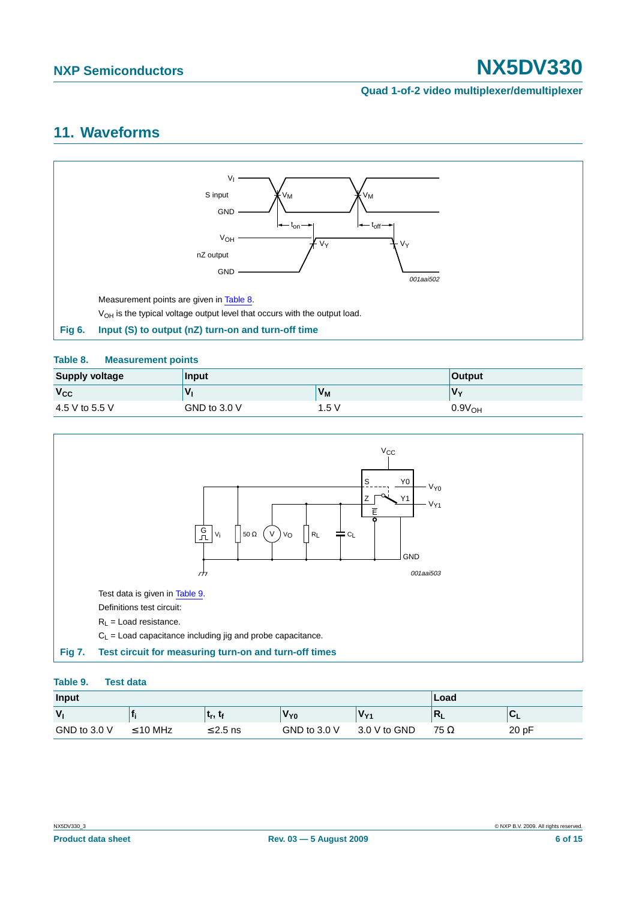## 11. Waveforms

Measurement points are given in Table 8.

$V_{OH}$ is the typical voltage output level that occurs with the output load.

**Fig 6. Input (S) to output (nZ) turn-on and turn-off time**

**Table 8. Measurement points**

| Supply voltage | Input | | Output |
|---|---|---|---|
| $V_{CC}$ | $V_I$ | $V_M$ | $V_Y$ |
| 4.5 V to 5.5 V | GND to 3.0 V | 1.5 V | $0.9V_{OH}$ |

Test data is given in Table 9.

Definitions test circuit:

$R_L$ = Load resistance.

$C_L$ = Load capacitance including jig and probe capacitance.

**Fig 7. Test circuit for measuring turn-on and turn-off times**

**Table 9. Test data**

| Input | | | | | Load | |
|---|---|---|---|---|---|---|
| $V_I$ | $f_i$ | $t_r$, $t_f$ | $V_{Y0}$ | $V_{Y1}$ | $R_L$ | $C_L$ |
| GND to 3.0 V | ≤10 MHz | ≤2.5 ns | GND to 3.0 V | 3.0 V to GND | 75 Ω | 20 pF |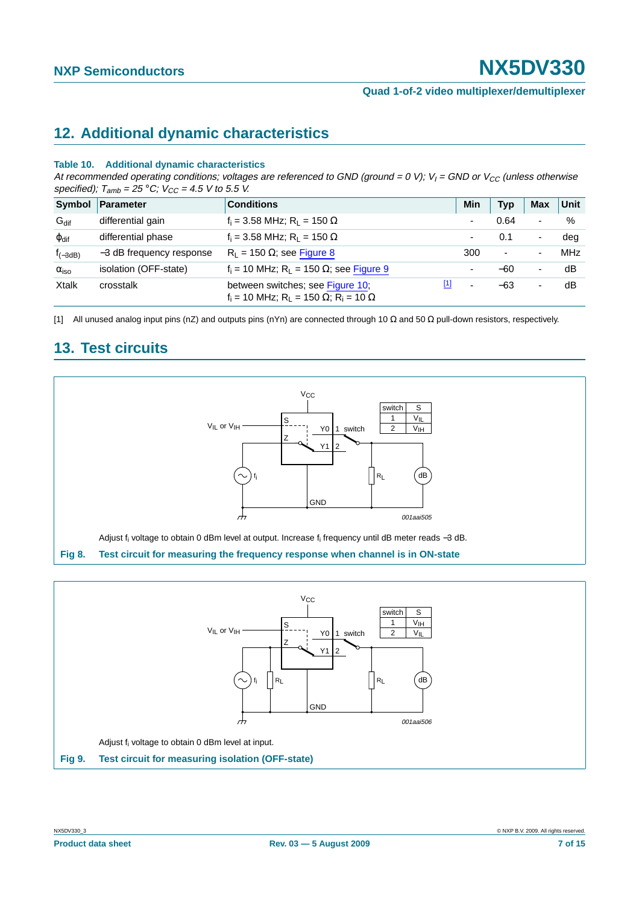## 12. Additional dynamic characteristics

**Table 10. Additional dynamic characteristics**

*At recommended operating conditions; voltages are referenced to GND (ground = 0 V); $V_I$ = GND or $V_{CC}$ (unless otherwise specified); $T_{amb}$ = 25 °C; $V_{CC}$ = 4.5 V to 5.5 V.*

| Symbol | Parameter | Conditions | | Min | Typ | Max | Unit |
|---|---|---|---|---|---|---|---|
| $G_{dif}$ | differential gain | $f_i$ = 3.58 MHz; $R_L$ = 150 Ω | | - | 0.64 | - | % |
| $\phi_{dif}$ | differential phase | $f_i$ = 3.58 MHz; $R_L$ = 150 Ω | | - | 0.1 | - | deg |
| $f_{(-3dB)}$ | −3 dB frequency response | $R_L$ = 150 Ω; see Figure 8 | | 300 | - | - | MHz |
| $\alpha_{iso}$ | isolation (OFF-state) | $f_i$ = 10 MHz; $R_L$ = 150 Ω; see Figure 9 | | - | −60 | - | dB |
| Xtalk | crosstalk | between switches; see Figure 10; $f_i$ = 10 MHz; $R_L$ = 150 Ω; $R_i$ = 10 Ω | [1] | - | −63 | - | dB |

[1] All unused analog input pins (nZ) and outputs pins (nYn) are connected through 10 Ω and 50 Ω pull-down resistors, respectively.

## 13. Test circuits

Adjust $f_i$ voltage to obtain 0 dBm level at output. Increase $f_i$ frequency until dB meter reads −3 dB.

**Fig 8. Test circuit for measuring the frequency response when channel is in ON-state**

Adjust $f_i$ voltage to obtain 0 dBm level at input.

**Fig 9. Test circuit for measuring isolation (OFF-state)**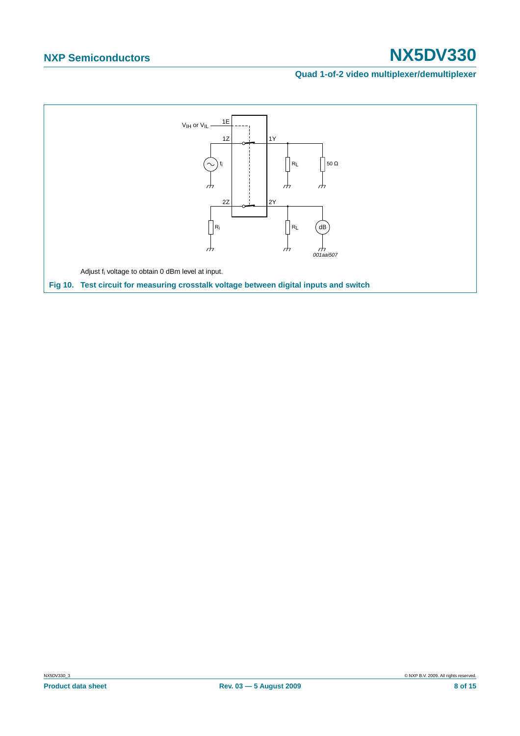Adjust $f_i$ voltage to obtain 0 dBm level at input.

**Fig 10. Test circuit for measuring crosstalk voltage between digital inputs and switch**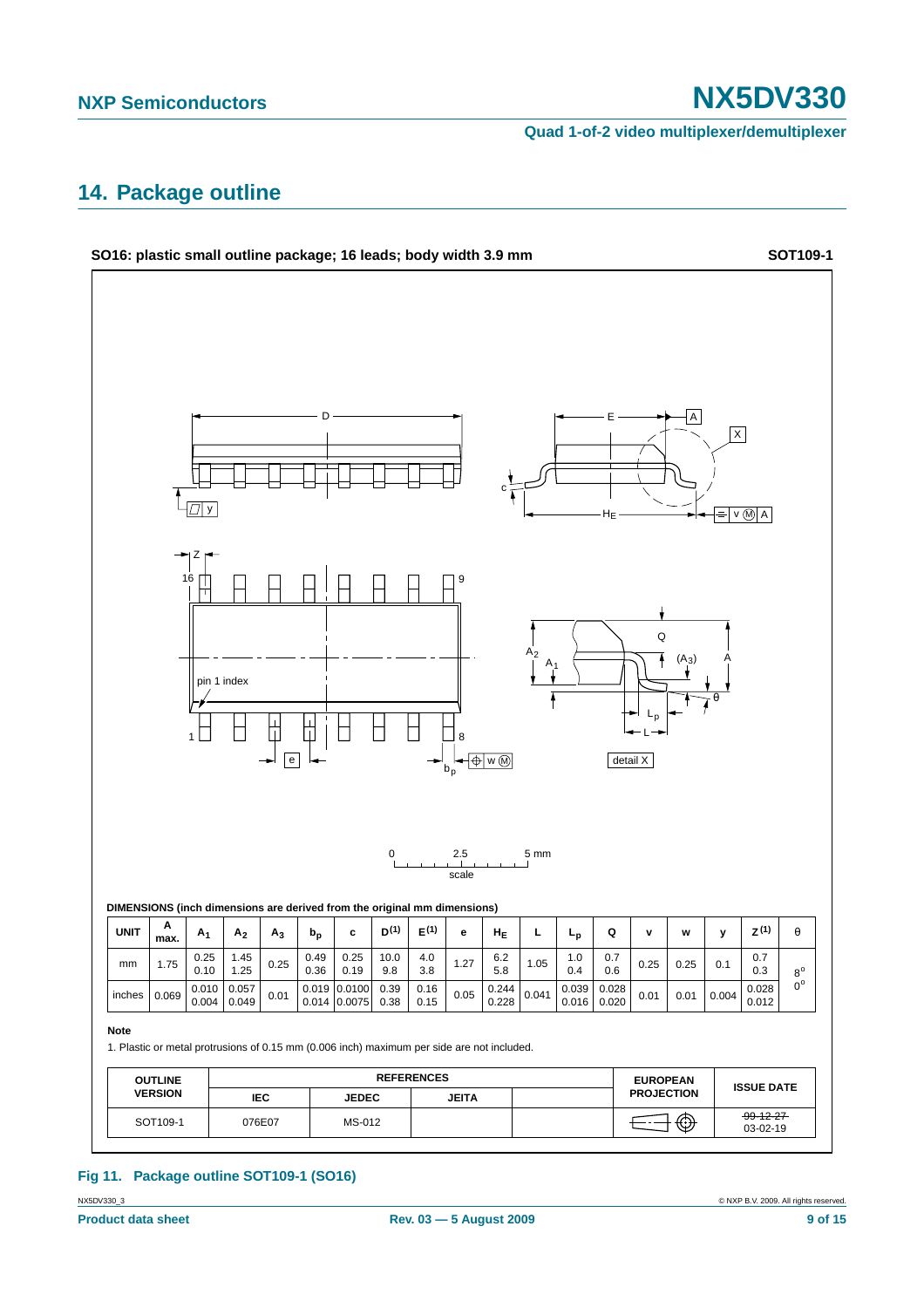## 14. Package outline

**SO16: plastic small outline package; 16 leads; body width 3.9 mm** **SOT109-1**

DIMENSIONS (inch dimensions are derived from the original mm dimensions)

| UNIT | A max. | $A_1$ | $A_2$ | $A_3$ | $b_p$ | c | $D^{(1)}$ | $E^{(1)}$ | e | $H_E$ | L | $L_p$ | Q | v | w | y | $Z^{(1)}$ | θ |
|---|---|---|---|---|---|---|---|---|---|---|---|---|---|---|---|---|---|---|
| mm | 1.75 | 0.25<br>0.10 | 1.45<br>1.25 | 0.25 | 0.49<br>0.36 | 0.25<br>0.19 | 10.0<br>9.8 | 4.0<br>3.8 | 1.27 | 6.2<br>5.8 | 1.05 | 1.0<br>0.4 | 0.7<br>0.6 | 0.25 | 0.25 | 0.1 | 0.7<br>0.3 | 8°<br>0° |
| inches | 0.069 | 0.010<br>0.004 | 0.057<br>0.049 | 0.01 | 0.019<br>0.014 | 0.0100<br>0.0075 | 0.39<br>0.38 | 0.16<br>0.15 | 0.05 | 0.244<br>0.228 | 0.041 | 0.039<br>0.016 | 0.028<br>0.020 | 0.01 | 0.01 | 0.004 | 0.028<br>0.012 | |

**Note**

1. Plastic or metal protrusions of 0.15 mm (0.006 inch) maximum per side are not included.

| OUTLINE VERSION | REFERENCES | | | | EUROPEAN PROJECTION | ISSUE DATE |
|---|---|---|---|---|---|---|
| | IEC | JEDEC | JEITA | | | |
| SOT109-1 | 076E07 | MS-012 | | | | ~~99-12-27~~<br>03-02-19 |

**Fig 11. Package outline SOT109-1 (SO16)**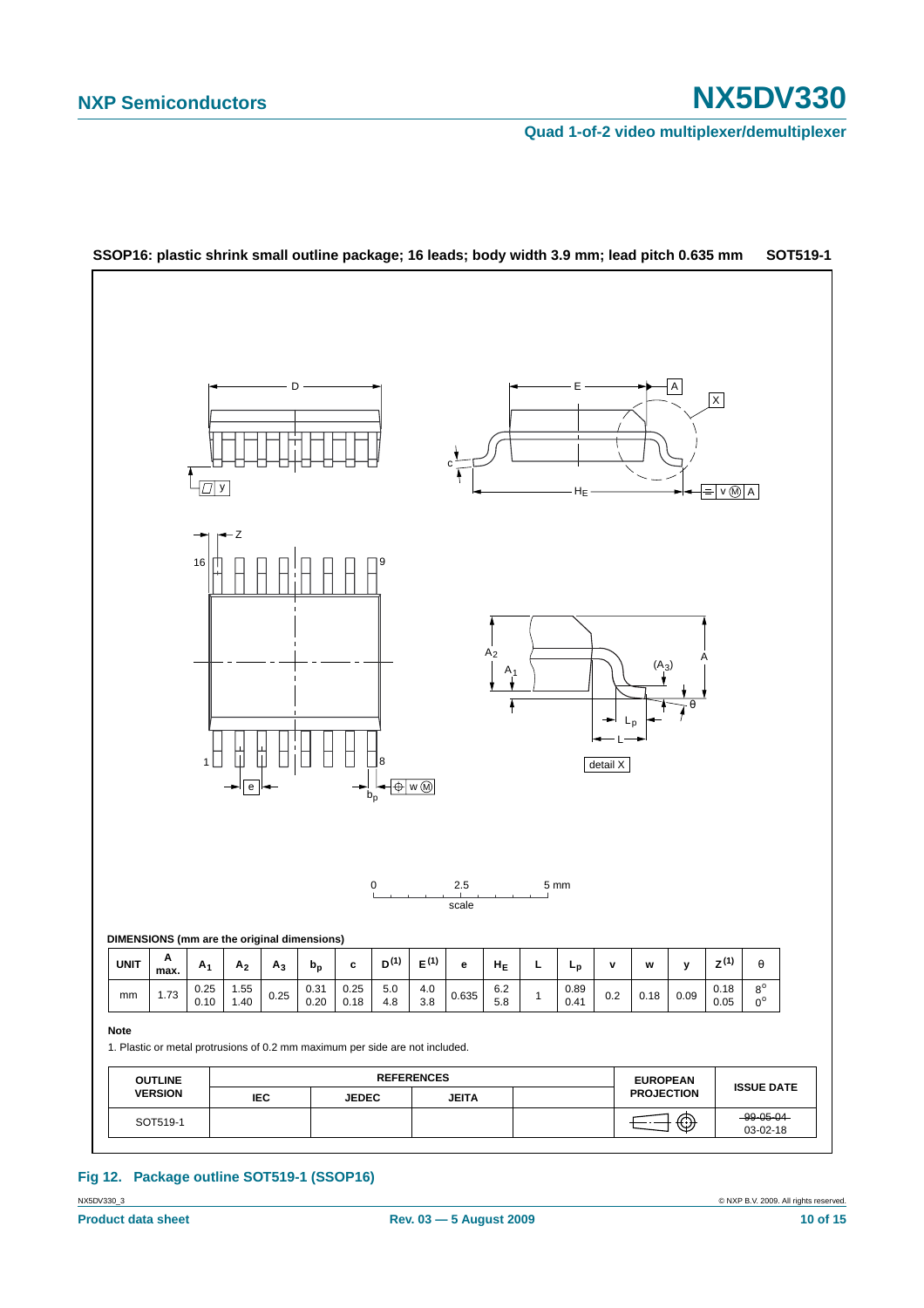**SSOP16: plastic shrink small outline package; 16 leads; body width 3.9 mm; lead pitch 0.635 mm** **SOT519-1**

**DIMENSIONS (mm are the original dimensions)**

| UNIT | A max. | $A_1$ | $A_2$ | $A_3$ | $b_p$ | c | $D^{(1)}$ | $E^{(1)}$ | e | $H_E$ | L | $L_p$ | v | w | y | $Z^{(1)}$ | θ |
|---|---|---|---|---|---|---|---|---|---|---|---|---|---|---|---|---|---|
| mm | 1.73 | 0.25<br>0.10 | 1.55<br>1.40 | 0.25 | 0.31<br>0.20 | 0.25<br>0.18 | 5.0<br>4.8 | 4.0<br>3.8 | 0.635 | 6.2<br>5.8 | 1 | 0.89<br>0.41 | 0.2 | 0.18 | 0.09 | 0.18<br>0.05 | 8°<br>0° |

**Note**

1. Plastic or metal protrusions of 0.2 mm maximum per side are not included.

| OUTLINE VERSION | REFERENCES | | | | EUROPEAN PROJECTION | ISSUE DATE |
|---|---|---|---|---|---|---|
| | IEC | JEDEC | JEITA | | | |
| SOT519-1 | | | | | | ~~99-05-04~~<br>03-02-18 |

**Fig 12. Package outline SOT519-1 (SSOP16)**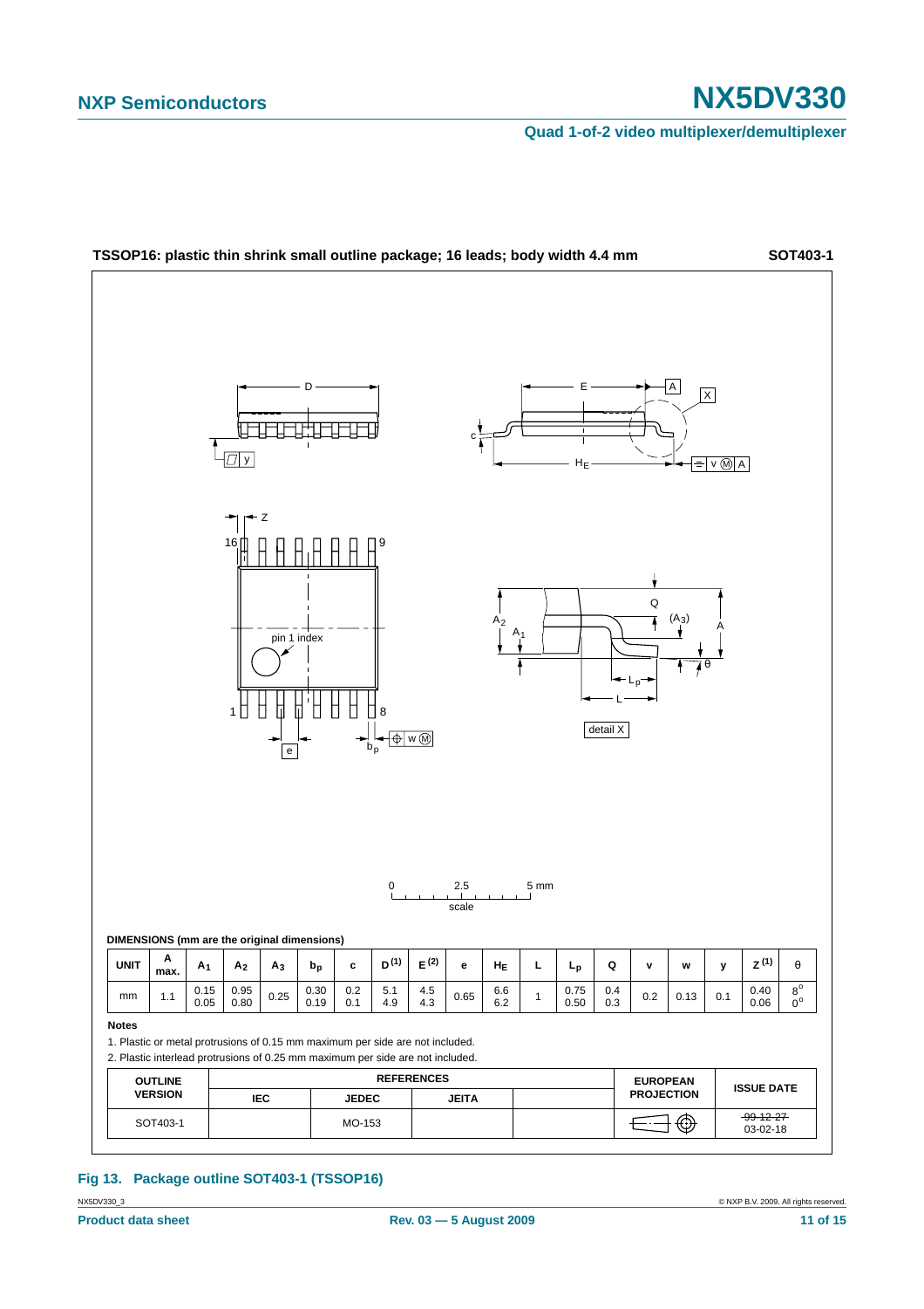**TSSOP16: plastic thin shrink small outline package; 16 leads; body width 4.4 mm** **SOT403-1**

**DIMENSIONS (mm are the original dimensions)**

| UNIT | A max. | $A_1$ | $A_2$ | $A_3$ | $b_p$ | c | D (1) | E (2) | e | $H_E$ | L | $L_p$ | Q | v | w | y | Z (1) | θ |
|---|---|---|---|---|---|---|---|---|---|---|---|---|---|---|---|---|---|---|
| mm | 1.1 | 0.15<br>0.05 | 0.95<br>0.80 | 0.25 | 0.30<br>0.19 | 0.2<br>0.1 | 5.1<br>4.9 | 4.5<br>4.3 | 0.65 | 6.6<br>6.2 | 1 | 0.75<br>0.50 | 0.4<br>0.3 | 0.2 | 0.13 | 0.1 | 0.40<br>0.06 | 8°<br>0° |

**Notes**

1. Plastic or metal protrusions of 0.15 mm maximum per side are not included.
2. Plastic interlead protrusions of 0.25 mm maximum per side are not included.

| OUTLINE VERSION | REFERENCES | | | | EUROPEAN PROJECTION | ISSUE DATE |
|---|---|---|---|---|---|---|
| | IEC | JEDEC | JEITA | | | |
| SOT403-1 | | MO-153 | | | | ~~99-12-27~~<br>03-02-18 |

**Fig 13. Package outline SOT403-1 (TSSOP16)**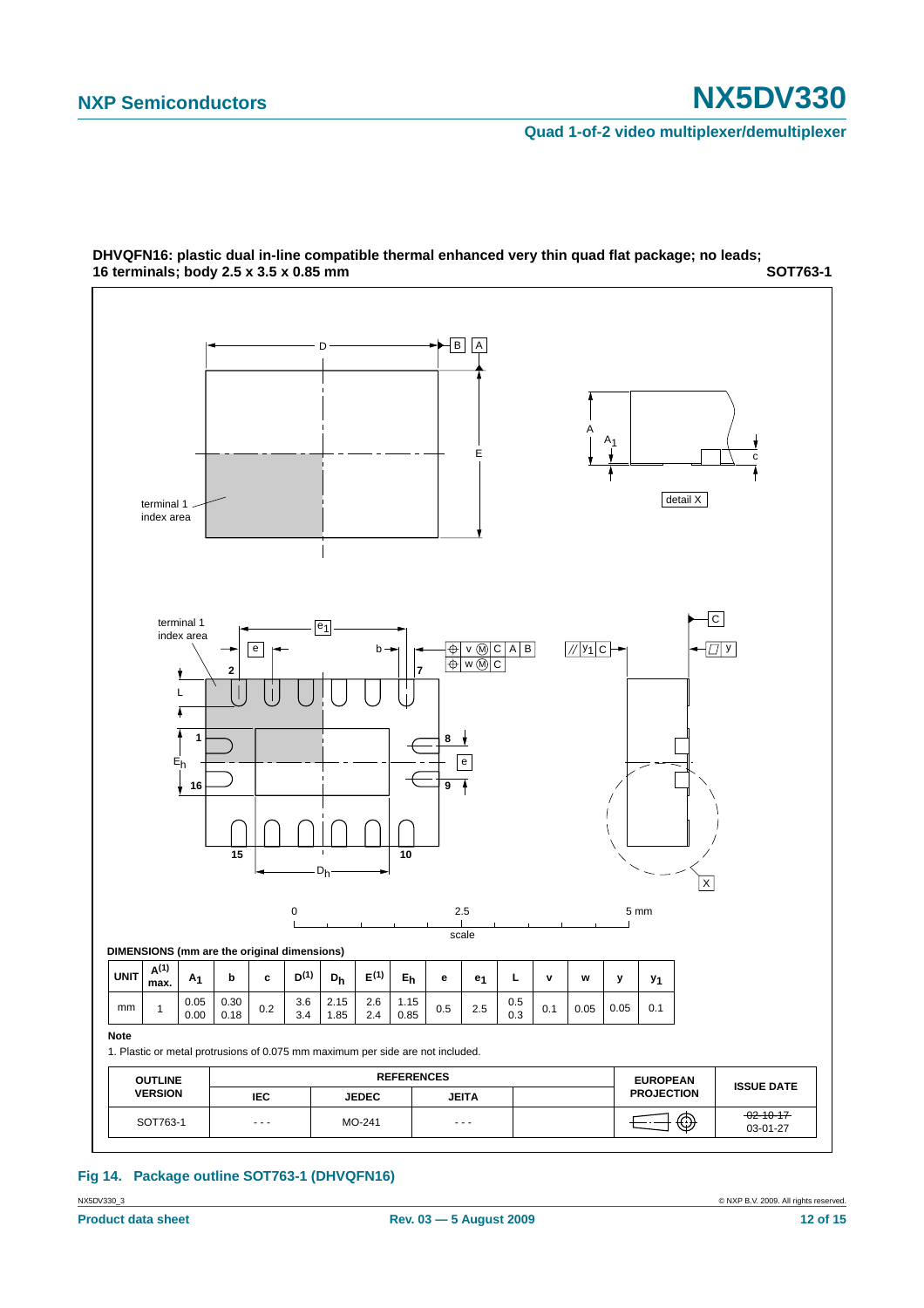**DHVQFN16: plastic dual in-line compatible thermal enhanced very thin quad flat package; no leads; 16 terminals; body 2.5 x 3.5 x 0.85 mm** **SOT763-1**

**DIMENSIONS (mm are the original dimensions)**

| UNIT | $A^{(1)}$ max. | $A_1$ | b | c | $D^{(1)}$ | $D_h$ | $E^{(1)}$ | $E_h$ | e | $e_1$ | L | v | w | y | $y_1$ |
|---|---|---|---|---|---|---|---|---|---|---|---|---|---|---|---|
| mm | 1 | 0.05<br>0.00 | 0.30<br>0.18 | 0.2 | 3.6<br>3.4 | 2.15<br>1.85 | 2.6<br>2.4 | 1.15<br>0.85 | 0.5 | 2.5 | 0.5<br>0.3 | 0.1 | 0.05 | 0.05 | 0.1 |

**Note**

1. Plastic or metal protrusions of 0.075 mm maximum per side are not included.

| OUTLINE VERSION | REFERENCES IEC | REFERENCES JEDEC | REFERENCES JEITA | | EUROPEAN PROJECTION | ISSUE DATE |
|---|---|---|---|---|---|---|
| SOT763-1 | - - - | MO-241 | - - - | | | ~~02-10-17~~<br>03-01-27 |

**Fig 14. Package outline SOT763-1 (DHVQFN16)**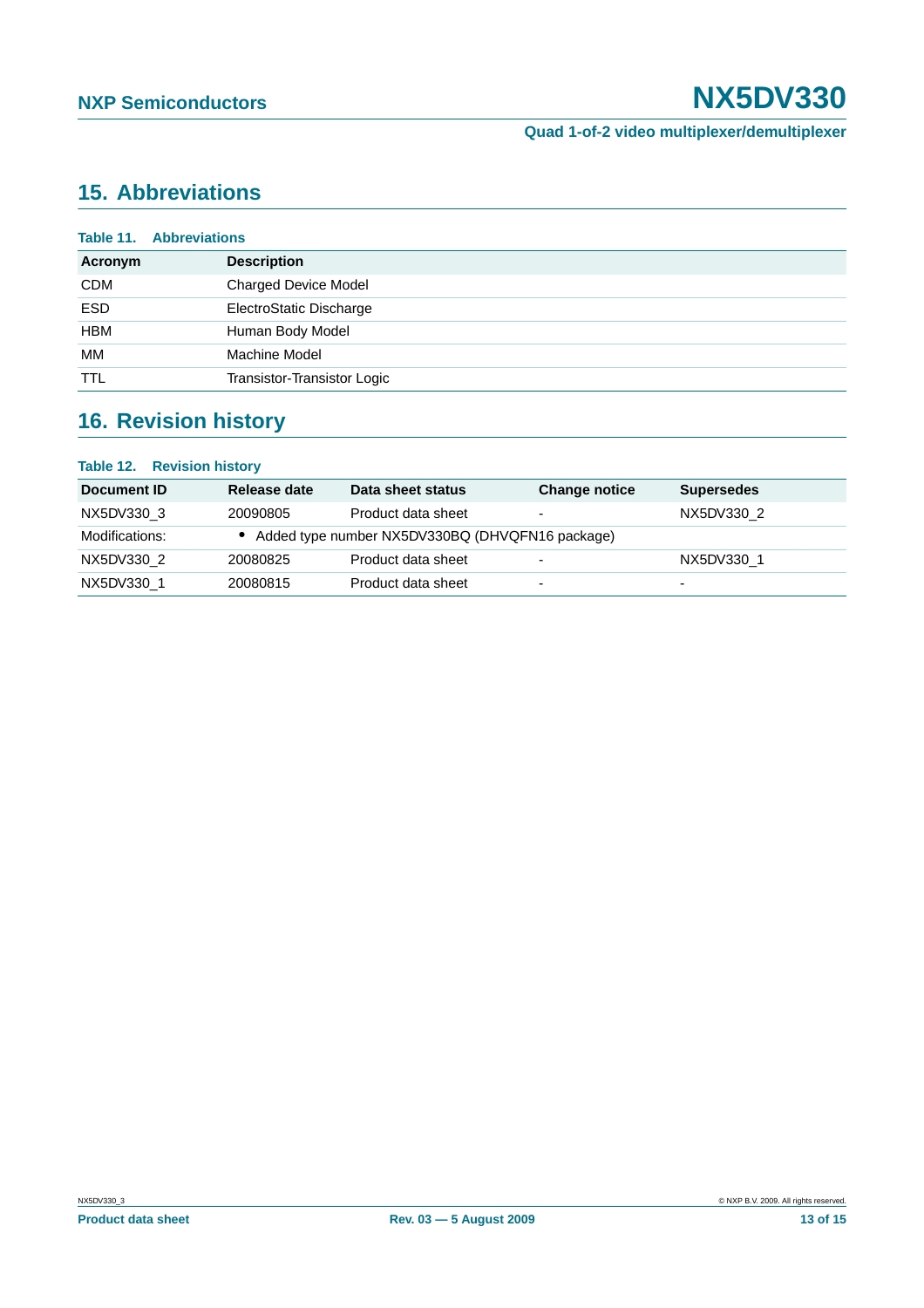## 15. Abbreviations

**Table 11. Abbreviations**

| Acronym | Description |
|---|---|
| CDM | Charged Device Model |
| ESD | ElectroStatic Discharge |
| HBM | Human Body Model |
| MM | Machine Model |
| TTL | Transistor-Transistor Logic |

## 16. Revision history

**Table 12. Revision history**

| Document ID | Release date | Data sheet status | Change notice | Supersedes |
|---|---|---|---|---|
| NX5DV330_3 | 20090805 | Product data sheet | - | NX5DV330_2 |
| Modifications: | • Added type number NX5DV330BQ (DHVQFN16 package) | | | |
| NX5DV330_2 | 20080825 | Product data sheet | - | NX5DV330_1 |
| NX5DV330_1 | 20080815 | Product data sheet | - | - |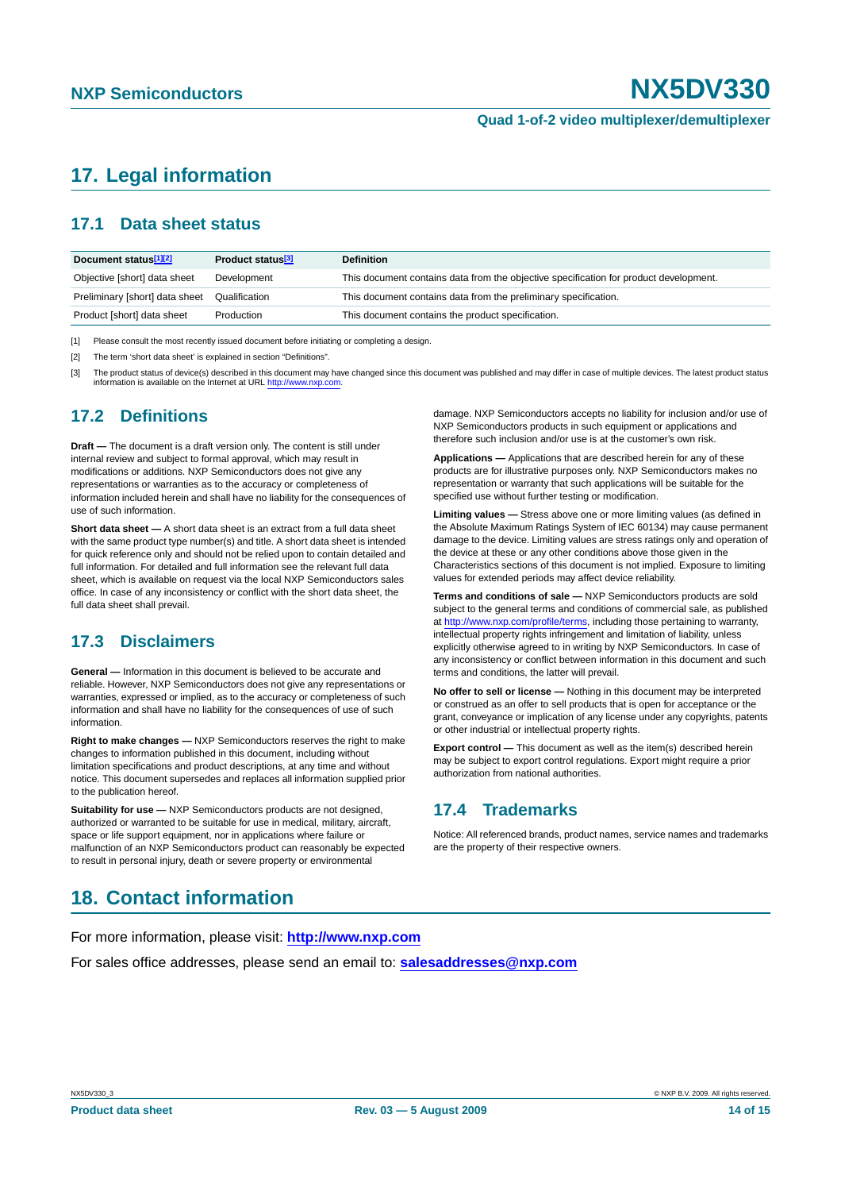# 17. Legal information

## 17.1 Data sheet status

| Document status[1][2] | Product status[3] | Definition |
|---|---|---|
| Objective [short] data sheet | Development | This document contains data from the objective specification for product development. |
| Preliminary [short] data sheet | Qualification | This document contains data from the preliminary specification. |
| Product [short] data sheet | Production | This document contains the product specification. |

[1] Please consult the most recently issued document before initiating or completing a design.

[2] The term 'short data sheet' is explained in section "Definitions".

[3] The product status of device(s) described in this document may have changed since this document was published and may differ in case of multiple devices. The latest product status information is available on the Internet at URL http://www.nxp.com.

## 17.2 Definitions

**Draft —** The document is a draft version only. The content is still under internal review and subject to formal approval, which may result in modifications or additions. NXP Semiconductors does not give any representations or warranties as to the accuracy or completeness of information included herein and shall have no liability for the consequences of use of such information.

**Short data sheet —** A short data sheet is an extract from a full data sheet with the same product type number(s) and title. A short data sheet is intended for quick reference only and should not be relied upon to contain detailed and full information. For detailed and full information see the relevant full data sheet, which is available on request via the local NXP Semiconductors sales office. In case of any inconsistency or conflict with the short data sheet, the full data sheet shall prevail.

## 17.3 Disclaimers

**General —** Information in this document is believed to be accurate and reliable. However, NXP Semiconductors does not give any representations or warranties, expressed or implied, as to the accuracy or completeness of such information and shall have no liability for the consequences of use of such information.

**Right to make changes —** NXP Semiconductors reserves the right to make changes to information published in this document, including without limitation specifications and product descriptions, at any time and without notice. This document supersedes and replaces all information supplied prior to the publication hereof.

**Suitability for use —** NXP Semiconductors products are not designed, authorized or warranted to be suitable for use in medical, military, aircraft, space or life support equipment, nor in applications where failure or malfunction of an NXP Semiconductors product can reasonably be expected to result in personal injury, death or severe property or environmental damage. NXP Semiconductors accepts no liability for inclusion and/or use of NXP Semiconductors products in such equipment or applications and therefore such inclusion and/or use is at the customer's own risk.

**Applications —** Applications that are described herein for any of these products are for illustrative purposes only. NXP Semiconductors makes no representation or warranty that such applications will be suitable for the specified use without further testing or modification.

**Limiting values —** Stress above one or more limiting values (as defined in the Absolute Maximum Ratings System of IEC 60134) may cause permanent damage to the device. Limiting values are stress ratings only and operation of the device at these or any other conditions above those given in the Characteristics sections of this document is not implied. Exposure to limiting values for extended periods may affect device reliability.

**Terms and conditions of sale —** NXP Semiconductors products are sold subject to the general terms and conditions of commercial sale, as published at http://www.nxp.com/profile/terms, including those pertaining to warranty, intellectual property rights infringement and limitation of liability, unless explicitly otherwise agreed to in writing by NXP Semiconductors. In case of any inconsistency or conflict between information in this document and such terms and conditions, the latter will prevail.

**No offer to sell or license —** Nothing in this document may be interpreted or construed as an offer to sell products that is open for acceptance or the grant, conveyance or implication of any license under any copyrights, patents or other industrial or intellectual property rights.

**Export control —** This document as well as the item(s) described herein may be subject to export control regulations. Export might require a prior authorization from national authorities.

## 17.4 Trademarks

Notice: All referenced brands, product names, service names and trademarks are the property of their respective owners.

# 18. Contact information

For more information, please visit: **http://www.nxp.com**

For sales office addresses, please send an email to: **salesaddresses@nxp.com**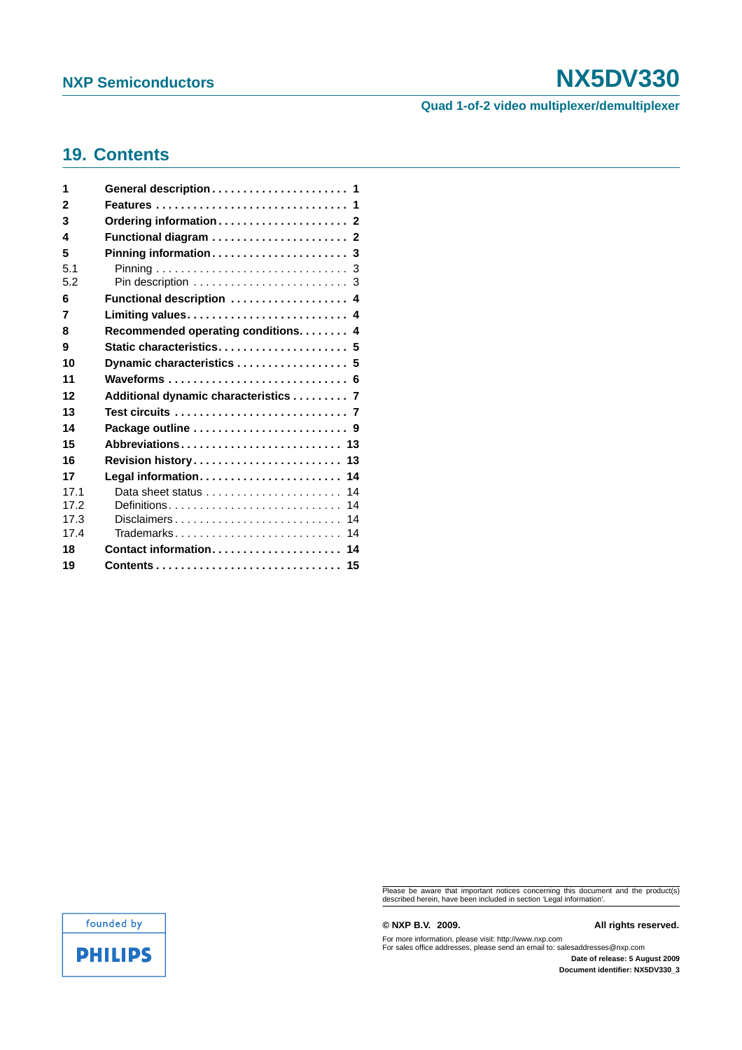## 19. Contents

| | | |
|---|---|---|
| **1** | **General description** | **1** |
| **2** | **Features** | **1** |
| **3** | **Ordering information** | **2** |
| **4** | **Functional diagram** | **2** |
| **5** | **Pinning information** | **3** |
| 5.1 | Pinning | 3 |
| 5.2 | Pin description | 3 |
| **6** | **Functional description** | **4** |
| **7** | **Limiting values** | **4** |
| **8** | **Recommended operating conditions** | **4** |
| **9** | **Static characteristics** | **5** |
| **10** | **Dynamic characteristics** | **5** |
| **11** | **Waveforms** | **6** |
| **12** | **Additional dynamic characteristics** | **7** |
| **13** | **Test circuits** | **7** |
| **14** | **Package outline** | **9** |
| **15** | **Abbreviations** | **13** |
| **16** | **Revision history** | **13** |
| **17** | **Legal information** | **14** |
| 17.1 | Data sheet status | 14 |
| 17.2 | Definitions | 14 |
| 17.3 | Disclaimers | 14 |
| 17.4 | Trademarks | 14 |
| **18** | **Contact information** | **14** |
| **19** | **Contents** | **15** |

Please be aware that important notices concerning this document and the product(s) described herein, have been included in section 'Legal information'.

**© NXP B.V. 2009.** **All rights reserved.**

For more information, please visit: http://www.nxp.com
For sales office addresses, please send an email to: salesaddresses@nxp.com

**Date of release: 5 August 2009**

**Document identifier: NX5DV330_3**

founded by

**PHILIPS**